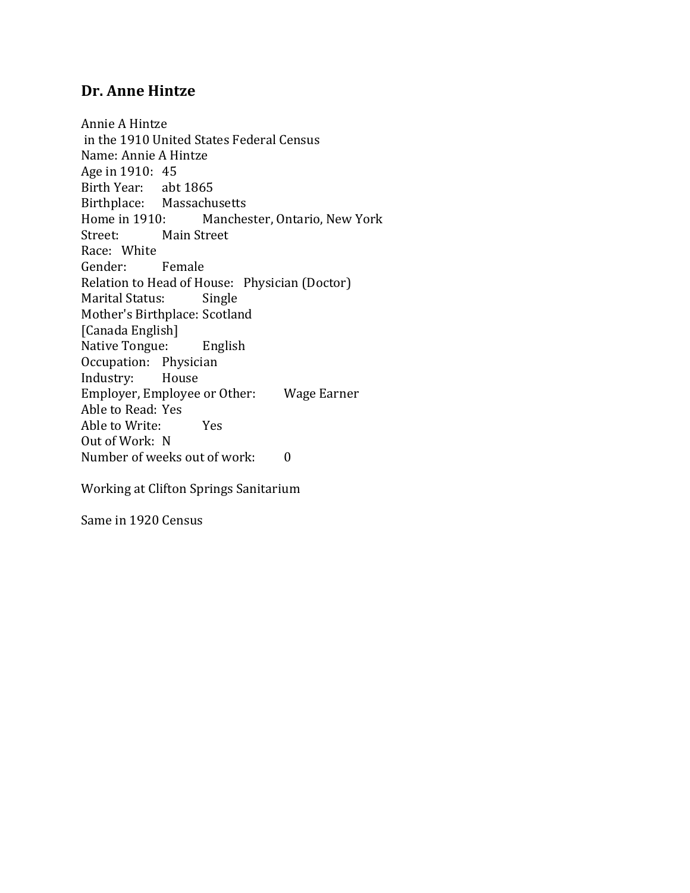## Dr. Anne Hintze

Annie A Hintze
in the 1910 United States Federal Census
Name: Annie A Hintze
Age in 1910: 45
Birth Year: abt 1865
Birthplace: Massachusetts
Home in 1910: Manchester, Ontario, New York
Street: Main Street
Race: White
Gender: Female
Relation to Head of House: Physician (Doctor)
Marital Status: Single
Mother's Birthplace: Scotland
[Canada English]
Native Tongue: English
Occupation: Physician
Industry: House
Employer, Employee or Other: Wage Earner
Able to Read: Yes
Able to Write: Yes
Out of Work: N
Number of weeks out of work: 0

Working at Clifton Springs Sanitarium

Same in 1920 Census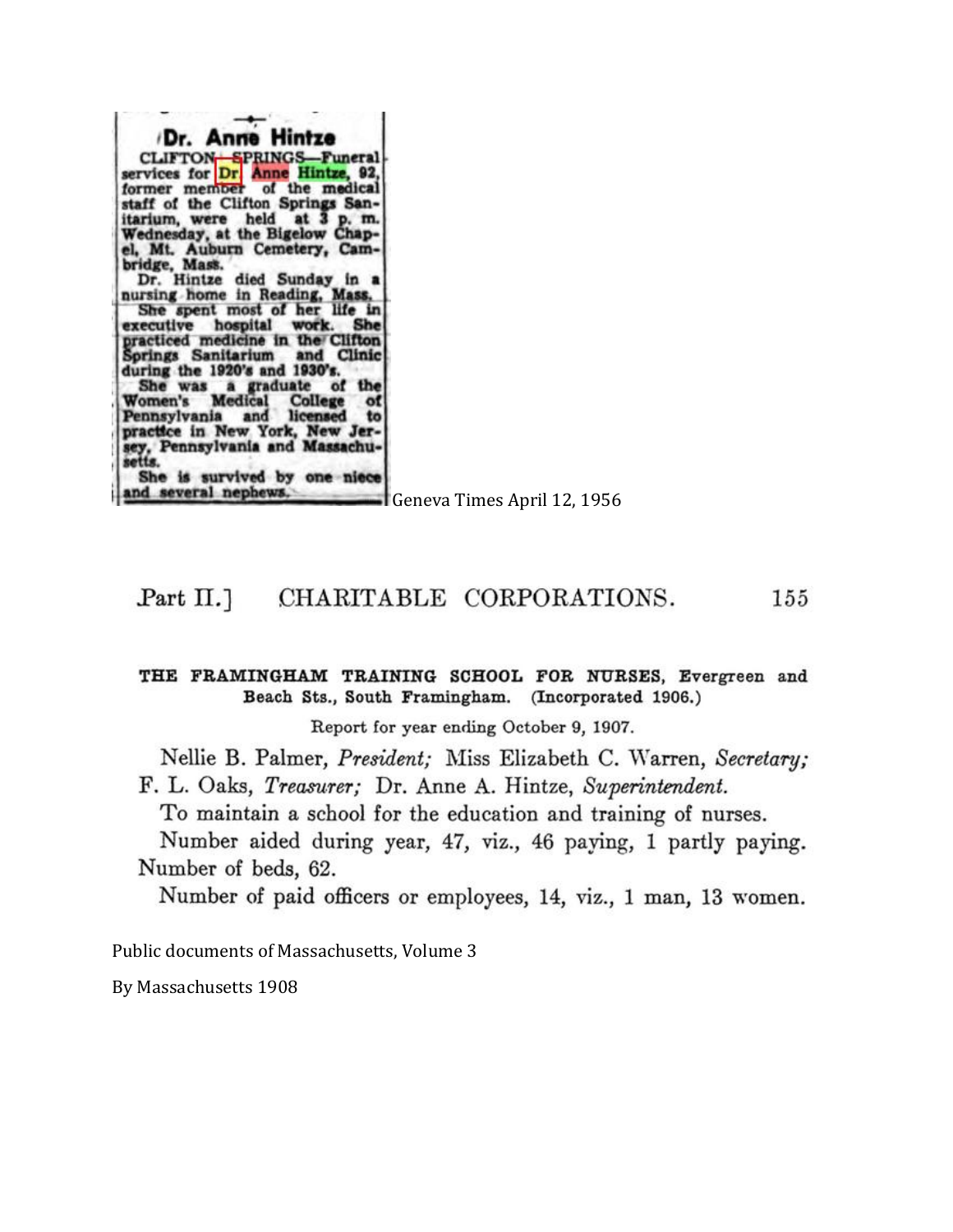## Dr. Anne Hintze

CLIFTON SPRINGS—Funeral services for Dr Anne Hintze, 92, former member of the medical staff of the Clifton Springs Sanitarium, were held at 3 p. m. Wednesday, at the Bigelow Chapel, Mt. Auburn Cemetery, Cambridge, Mass.

Dr. Hintze died Sunday in a nursing home in Reading, Mass.

She spent most of her life in executive hospital work. She practiced medicine in the Clifton Springs Sanitarium and Clinic during the 1920's and 1930's.

She was a graduate of the Women's Medical College of Pennsylvania and licensed to practice in New York, New Jersey, Pennsylvania and Massachusetts.

She is survived by one niece and several nephews.

Geneva Times April 12, 1956

Part II.] CHARITABLE CORPORATIONS. 155

**THE FRAMINGHAM TRAINING SCHOOL FOR NURSES, Evergreen and Beach Sts., South Framingham. (Incorporated 1906.)**

Report for year ending October 9, 1907.

Nellie B. Palmer, *President;* Miss Elizabeth C. Warren, *Secretary;* F. L. Oaks, *Treasurer;* Dr. Anne A. Hintze, *Superintendent.*

To maintain a school for the education and training of nurses.

Number aided during year, 47, viz., 46 paying, 1 partly paying. Number of beds, 62.

Number of paid officers or employees, 14, viz., 1 man, 13 women.

Public documents of Massachusetts, Volume 3

By Massachusetts 1908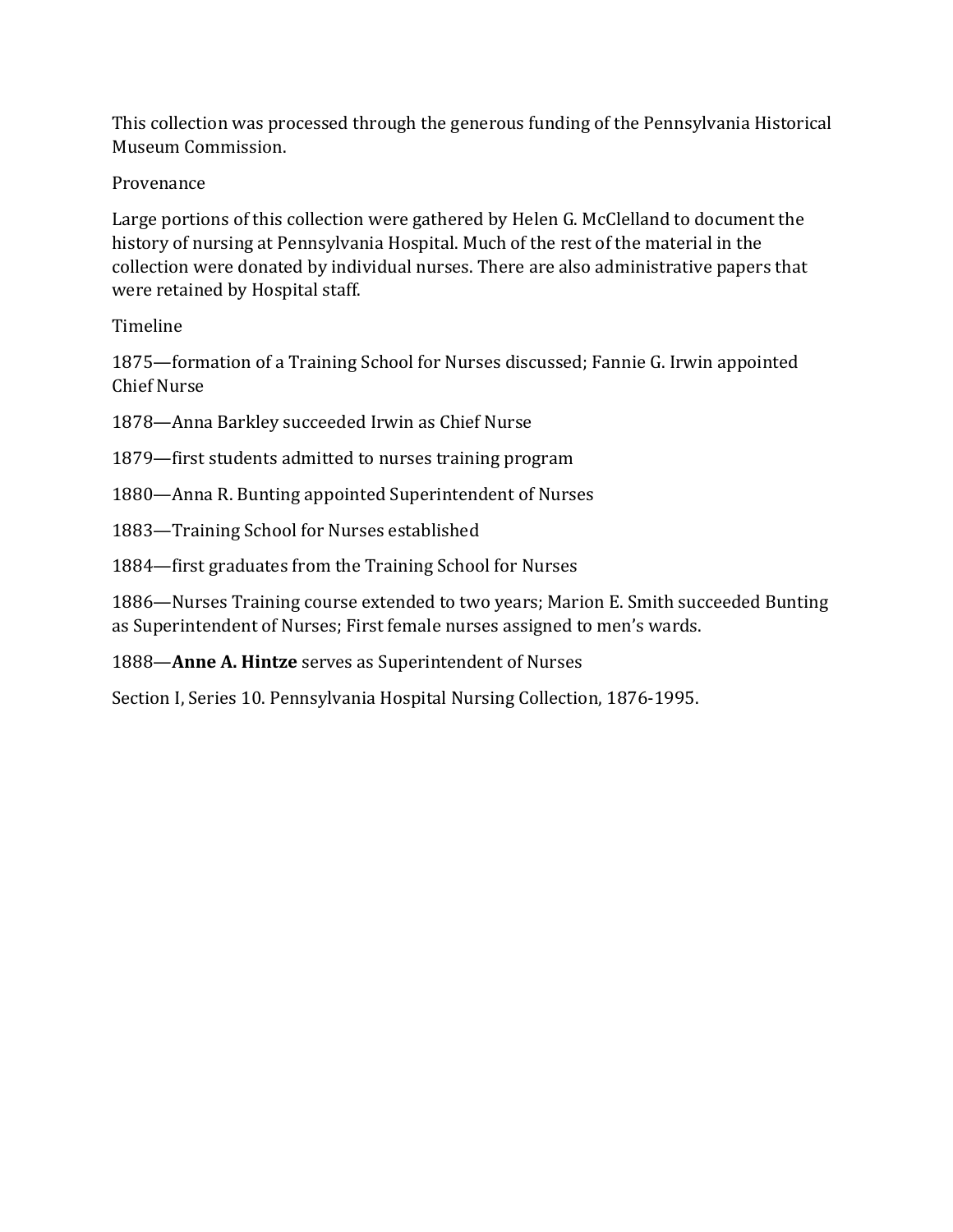This collection was processed through the generous funding of the Pennsylvania Historical Museum Commission.

## Provenance

Large portions of this collection were gathered by Helen G. McClelland to document the history of nursing at Pennsylvania Hospital. Much of the rest of the material in the collection were donated by individual nurses. There are also administrative papers that were retained by Hospital staff.

## Timeline

1875—formation of a Training School for Nurses discussed; Fannie G. Irwin appointed Chief Nurse

1878—Anna Barkley succeeded Irwin as Chief Nurse

1879—first students admitted to nurses training program

1880—Anna R. Bunting appointed Superintendent of Nurses

1883—Training School for Nurses established

1884—first graduates from the Training School for Nurses

1886—Nurses Training course extended to two years; Marion E. Smith succeeded Bunting as Superintendent of Nurses; First female nurses assigned to men's wards.

1888—**Anne A. Hintze** serves as Superintendent of Nurses

Section I, Series 10. Pennsylvania Hospital Nursing Collection, 1876-1995.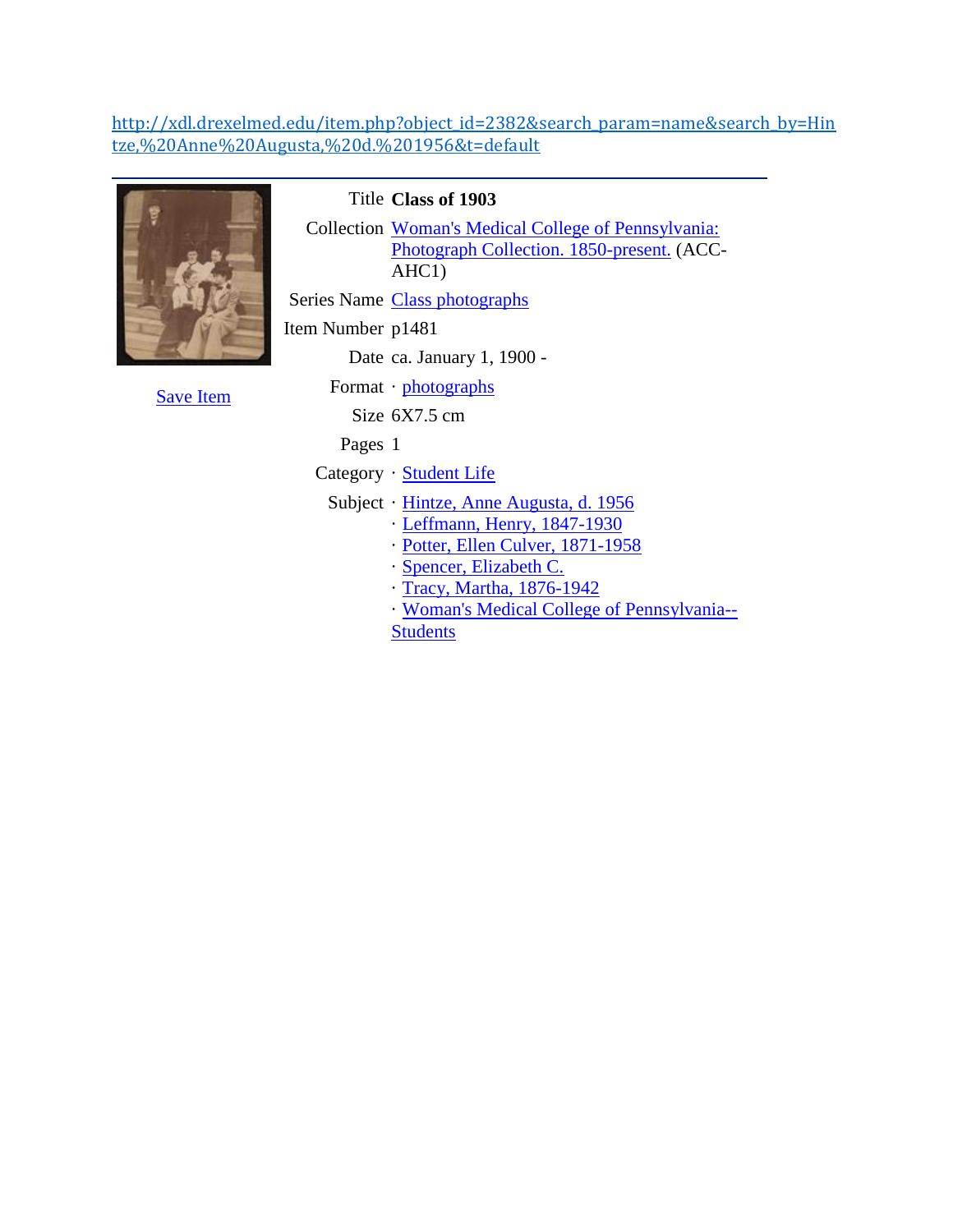http://xdl.drexelmed.edu/item.php?object_id=2382&search_param=name&search_by=Hintze,%20Anne%20Augusta,%20d.%201956&t=default

---

Save Item

| | |
|---|---|
| Title | **Class of 1903** |
| Collection | Woman's Medical College of Pennsylvania: Photograph Collection. 1850-present. (ACC-AHC1) |
| Series Name | Class photographs |
| Item Number | p1481 |
| Date | ca. January 1, 1900 - |
| Format | · photographs |
| Size | 6X7.5 cm |
| Pages | 1 |
| Category | · Student Life |
| Subject | · Hintze, Anne Augusta, d. 1956<br>· Leffmann, Henry, 1847-1930<br>· Potter, Ellen Culver, 1871-1958<br>· Spencer, Elizabeth C.<br>· Tracy, Martha, 1876-1942<br>· Woman's Medical College of Pennsylvania--Students |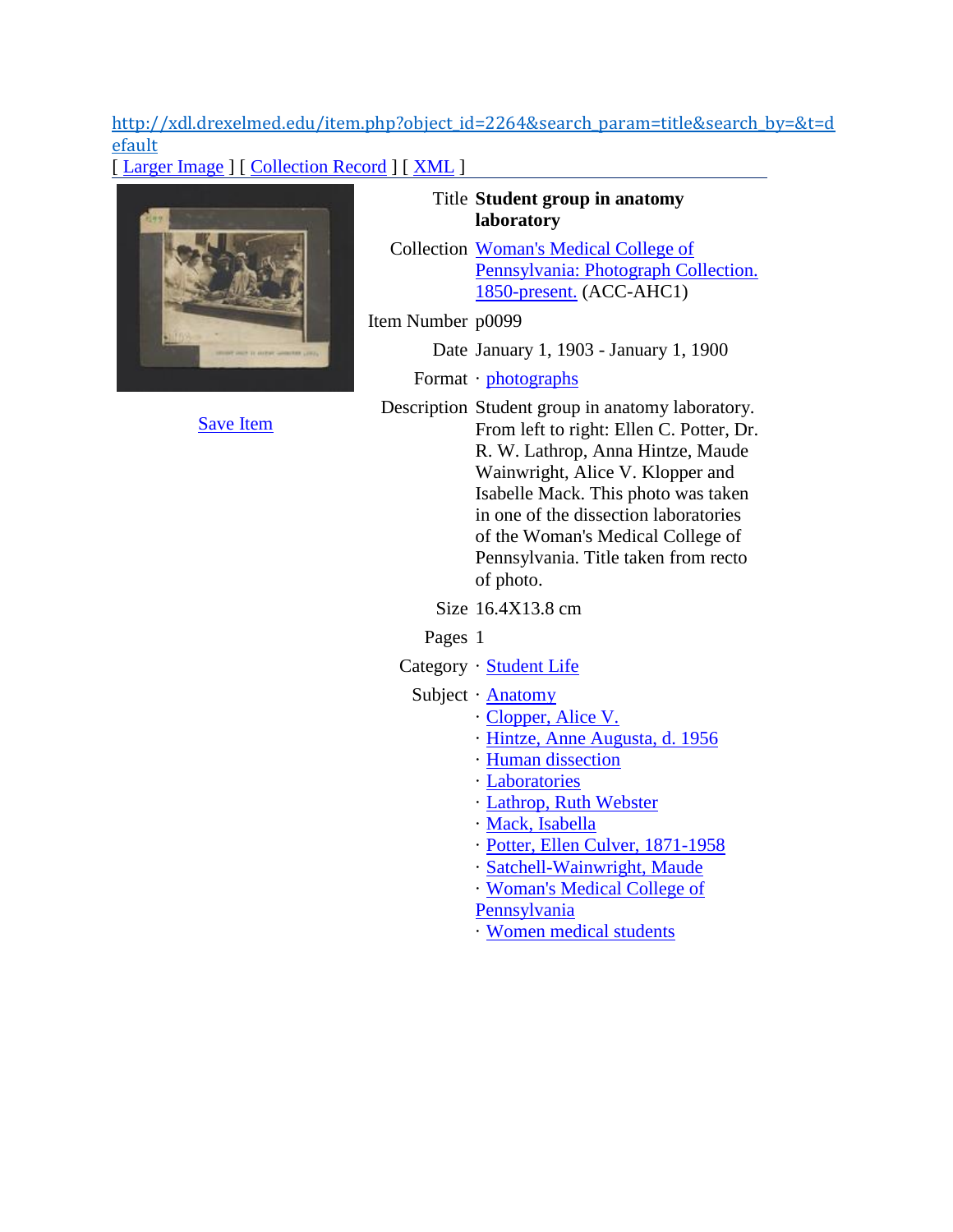http://xdl.drexelmed.edu/item.php?object_id=2264&search_param=title&search_by=&t=default

[ Larger Image ] [ Collection Record ] [ XML ]

Save Item

| | |
|---|---|
| Title | **Student group in anatomy laboratory** |
| Collection | Woman's Medical College of Pennsylvania: Photograph Collection. 1850-present. (ACC-AHC1) |
| Item Number | p0099 |
| Date | January 1, 1903 - January 1, 1900 |
| Format | · photographs |
| Description | Student group in anatomy laboratory. From left to right: Ellen C. Potter, Dr. R. W. Lathrop, Anna Hintze, Maude Wainwright, Alice V. Klopper and Isabelle Mack. This photo was taken in one of the dissection laboratories of the Woman's Medical College of Pennsylvania. Title taken from recto of photo. |
| Size | 16.4X13.8 cm |
| Pages | 1 |
| Category | · Student Life |
| Subject | · Anatomy<br>· Clopper, Alice V.<br>· Hintze, Anne Augusta, d. 1956<br>· Human dissection<br>· Laboratories<br>· Lathrop, Ruth Webster<br>· Mack, Isabella<br>· Potter, Ellen Culver, 1871-1958<br>· Satchell-Wainwright, Maude<br>· Woman's Medical College of Pennsylvania<br>· Women medical students |